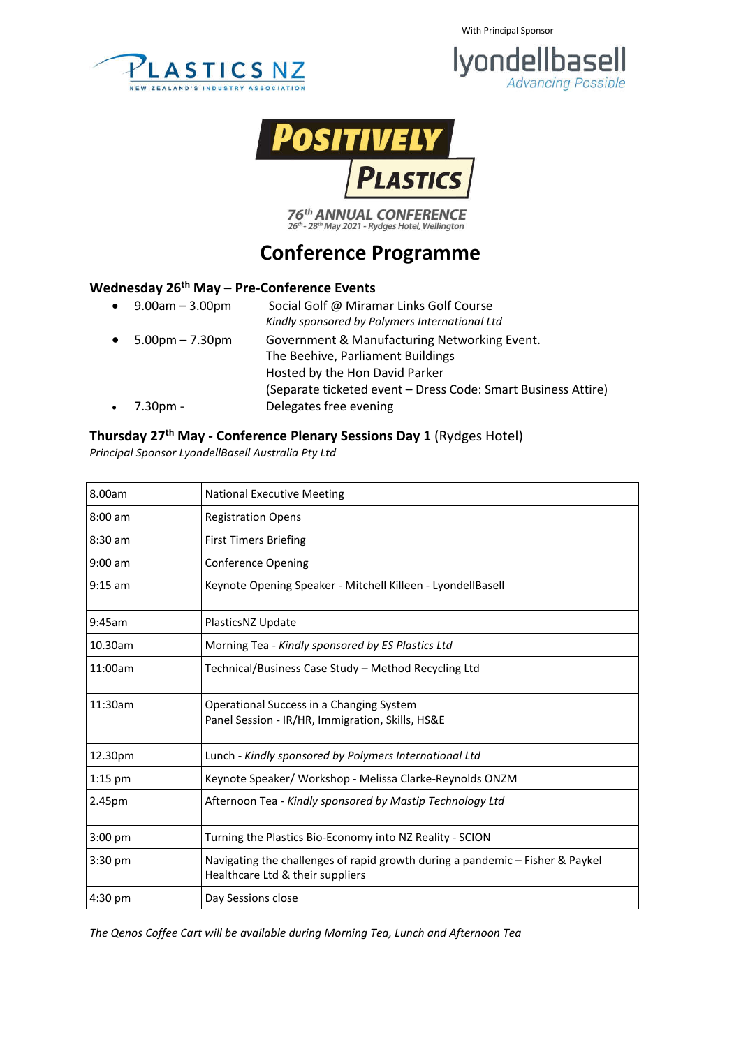With Principal Sponsor

PLASTICS NZ
NEW ZEALAND'S INDUSTRY ASSOCIATION

lyondellbasell
Advancing Possible

POSITIVELY PLASTICS

76th ANNUAL CONFERENCE
26th - 28th May 2021 - Rydges Hotel, Wellington

# Conference Programme

### Wednesday 26th May – Pre-Conference Events

- 9.00am – 3.00pm — Social Golf @ Miramar Links Golf Course
  *Kindly sponsored by Polymers International Ltd*
- 5.00pm – 7.30pm — Government & Manufacturing Networking Event.
  The Beehive, Parliament Buildings
  Hosted by the Hon David Parker
  (Separate ticketed event – Dress Code: Smart Business Attire)
- 7.30pm - — Delegates free evening

### Thursday 27th May - Conference Plenary Sessions Day 1 (Rydges Hotel)

*Principal Sponsor LyondellBasell Australia Pty Ltd*

| Time | Session |
|---|---|
| 8.00am | National Executive Meeting |
| 8:00 am | Registration Opens |
| 8:30 am | First Timers Briefing |
| 9:00 am | Conference Opening |
| 9:15 am | Keynote Opening Speaker - Mitchell Killeen - LyondellBasell |
| 9:45am | PlasticsNZ Update |
| 10.30am | Morning Tea - *Kindly sponsored by ES Plastics Ltd* |
| 11:00am | Technical/Business Case Study – Method Recycling Ltd |
| 11:30am | Operational Success in a Changing System<br>Panel Session - IR/HR, Immigration, Skills, HS&E |
| 12.30pm | Lunch - *Kindly sponsored by Polymers International Ltd* |
| 1:15 pm | Keynote Speaker/ Workshop - Melissa Clarke-Reynolds ONZM |
| 2.45pm | Afternoon Tea - *Kindly sponsored by Mastip Technology Ltd* |
| 3:00 pm | Turning the Plastics Bio-Economy into NZ Reality - SCION |
| 3:30 pm | Navigating the challenges of rapid growth during a pandemic – Fisher & Paykel Healthcare Ltd & their suppliers |
| 4:30 pm | Day Sessions close |

*The Qenos Coffee Cart will be available during Morning Tea, Lunch and Afternoon Tea*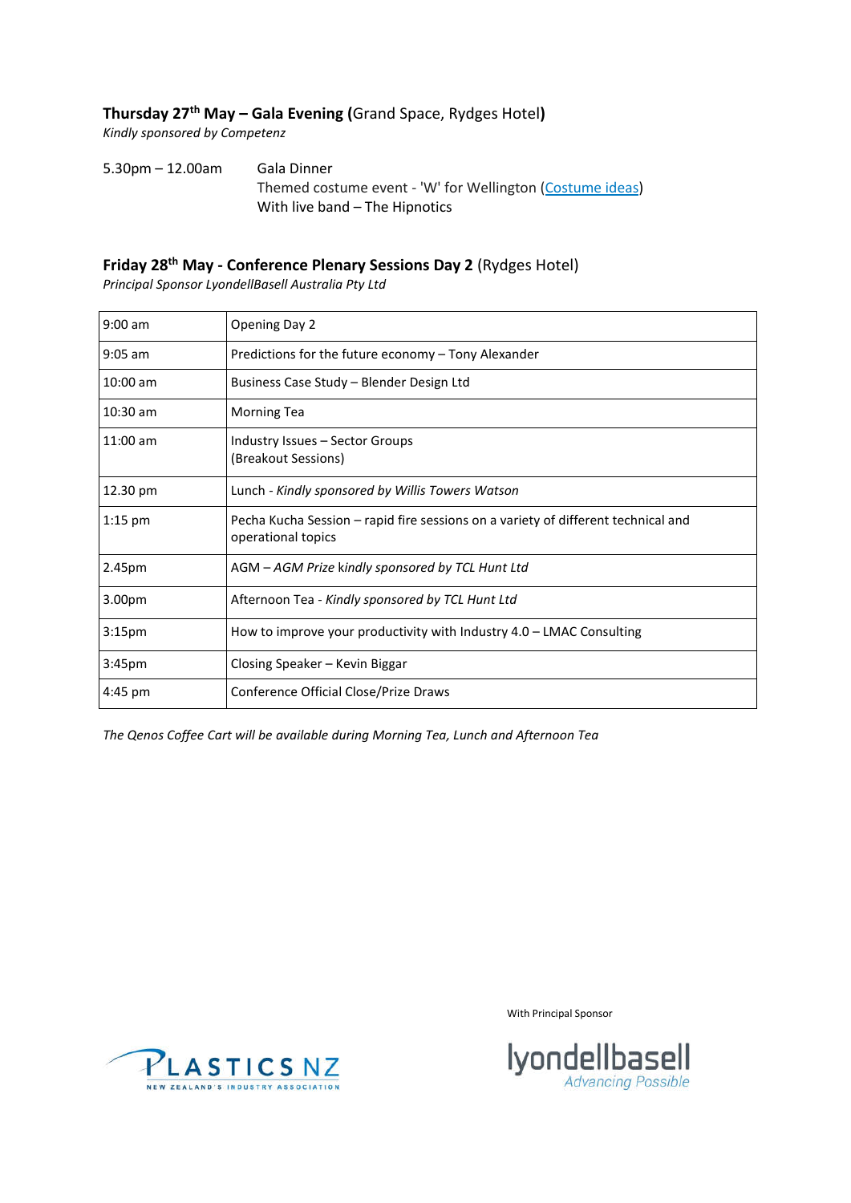### **Thursday 27th May – Gala Evening (**Grand Space, Rydges Hotel**)**

*Kindly sponsored by Competenz*

5.30pm – 12.00am — Gala Dinner
Themed costume event - 'W' for Wellington (Costume ideas)
With live band – The Hipnotics

### **Friday 28th May - Conference Plenary Sessions Day 2** (Rydges Hotel)

*Principal Sponsor LyondellBasell Australia Pty Ltd*

| | |
|---|---|
| 9:00 am | Opening Day 2 |
| 9:05 am | Predictions for the future economy – Tony Alexander |
| 10:00 am | Business Case Study – Blender Design Ltd |
| 10:30 am | Morning Tea |
| 11:00 am | Industry Issues – Sector Groups (Breakout Sessions) |
| 12.30 pm | Lunch - *Kindly sponsored by Willis Towers Watson* |
| 1:15 pm | Pecha Kucha Session – rapid fire sessions on a variety of different technical and operational topics |
| 2.45pm | AGM – *AGM Prize kindly sponsored by TCL Hunt Ltd* |
| 3.00pm | Afternoon Tea - *Kindly sponsored by TCL Hunt Ltd* |
| 3:15pm | How to improve your productivity with Industry 4.0 – LMAC Consulting |
| 3:45pm | Closing Speaker – Kevin Biggar |
| 4:45 pm | Conference Official Close/Prize Draws |

*The Qenos Coffee Cart will be available during Morning Tea, Lunch and Afternoon Tea*

PLASTICS NZ
NEW ZEALAND'S INDUSTRY ASSOCIATION

With Principal Sponsor

lyondellbasell
Advancing Possible